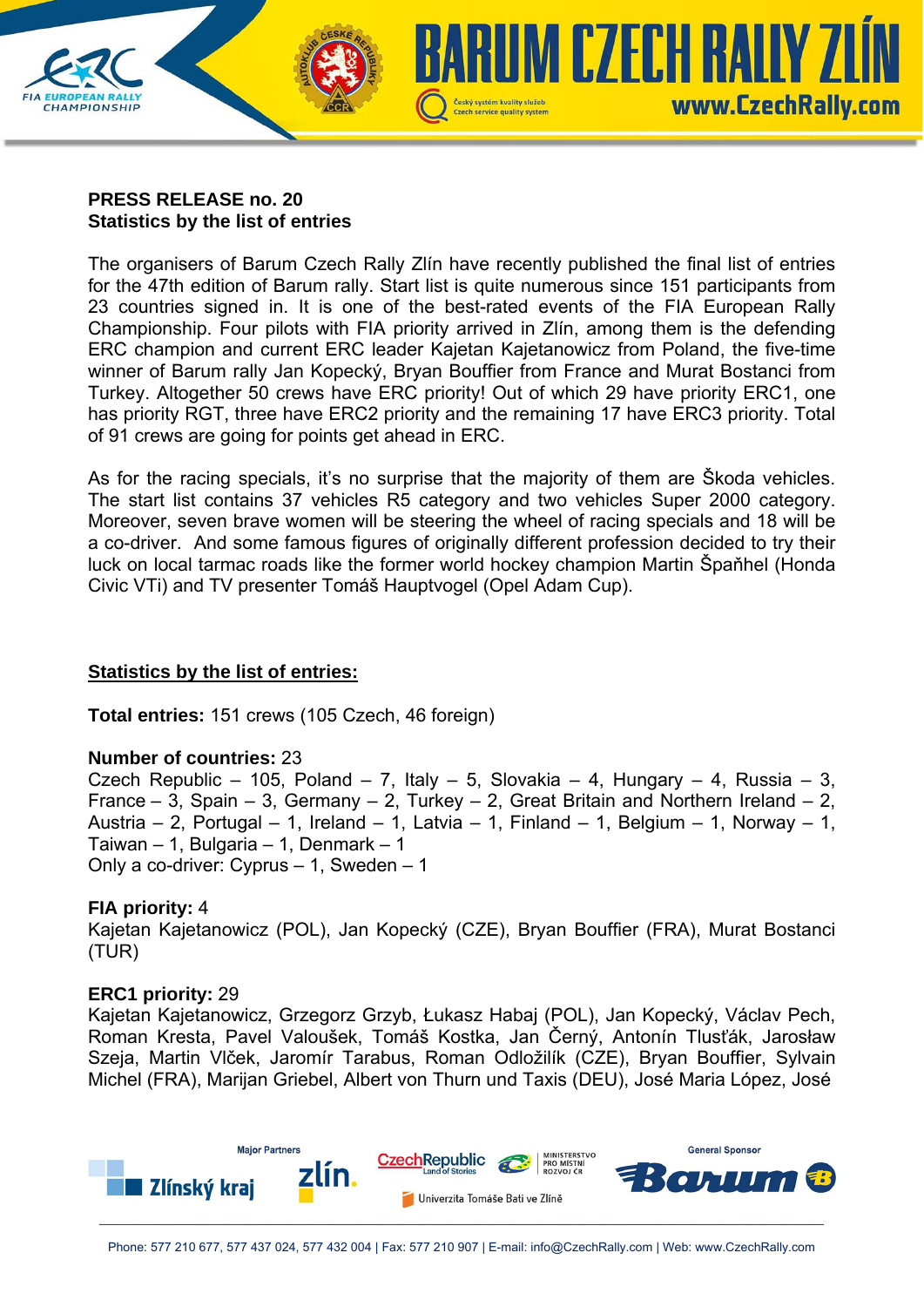**PRESS RELEASE no. 20**
**Statistics by the list of entries**

The organisers of Barum Czech Rally Zlín have recently published the final list of entries for the 47th edition of Barum rally. Start list is quite numerous since 151 participants from 23 countries signed in. It is one of the best-rated events of the FIA European Rally Championship. Four pilots with FIA priority arrived in Zlín, among them is the defending ERC champion and current ERC leader Kajetan Kajetanowicz from Poland, the five-time winner of Barum rally Jan Kopecký, Bryan Bouffier from France and Murat Bostanci from Turkey. Altogether 50 crews have ERC priority! Out of which 29 have priority ERC1, one has priority RGT, three have ERC2 priority and the remaining 17 have ERC3 priority. Total of 91 crews are going for points get ahead in ERC.

As for the racing specials, it's no surprise that the majority of them are Škoda vehicles. The start list contains 37 vehicles R5 category and two vehicles Super 2000 category. Moreover, seven brave women will be steering the wheel of racing specials and 18 will be a co-driver. And some famous figures of originally different profession decided to try their luck on local tarmac roads like the former world hockey champion Martin Špaňhel (Honda Civic VTi) and TV presenter Tomáš Hauptvogel (Opel Adam Cup).

## Statistics by the list of entries:

**Total entries:** 151 crews (105 Czech, 46 foreign)

**Number of countries:** 23
Czech Republic – 105, Poland – 7, Italy – 5, Slovakia – 4, Hungary – 4, Russia – 3, France – 3, Spain – 3, Germany – 2, Turkey – 2, Great Britain and Northern Ireland – 2, Austria – 2, Portugal – 1, Ireland – 1, Latvia – 1, Finland – 1, Belgium – 1, Norway – 1, Taiwan – 1, Bulgaria – 1, Denmark – 1
Only a co-driver: Cyprus – 1, Sweden – 1

**FIA priority:** 4
Kajetan Kajetanowicz (POL), Jan Kopecký (CZE), Bryan Bouffier (FRA), Murat Bostanci (TUR)

**ERC1 priority:** 29
Kajetan Kajetanowicz, Grzegorz Grzyb, Łukasz Habaj (POL), Jan Kopecký, Václav Pech, Roman Kresta, Pavel Valoušek, Tomáš Kostka, Jan Černý, Antonín Tlusťák, Jarosław Szeja, Martin Vlček, Jaromír Tarabus, Roman Odložilík (CZE), Bryan Bouffier, Sylvain Michel (FRA), Marijan Griebel, Albert von Thurn und Taxis (DEU), José Maria López, José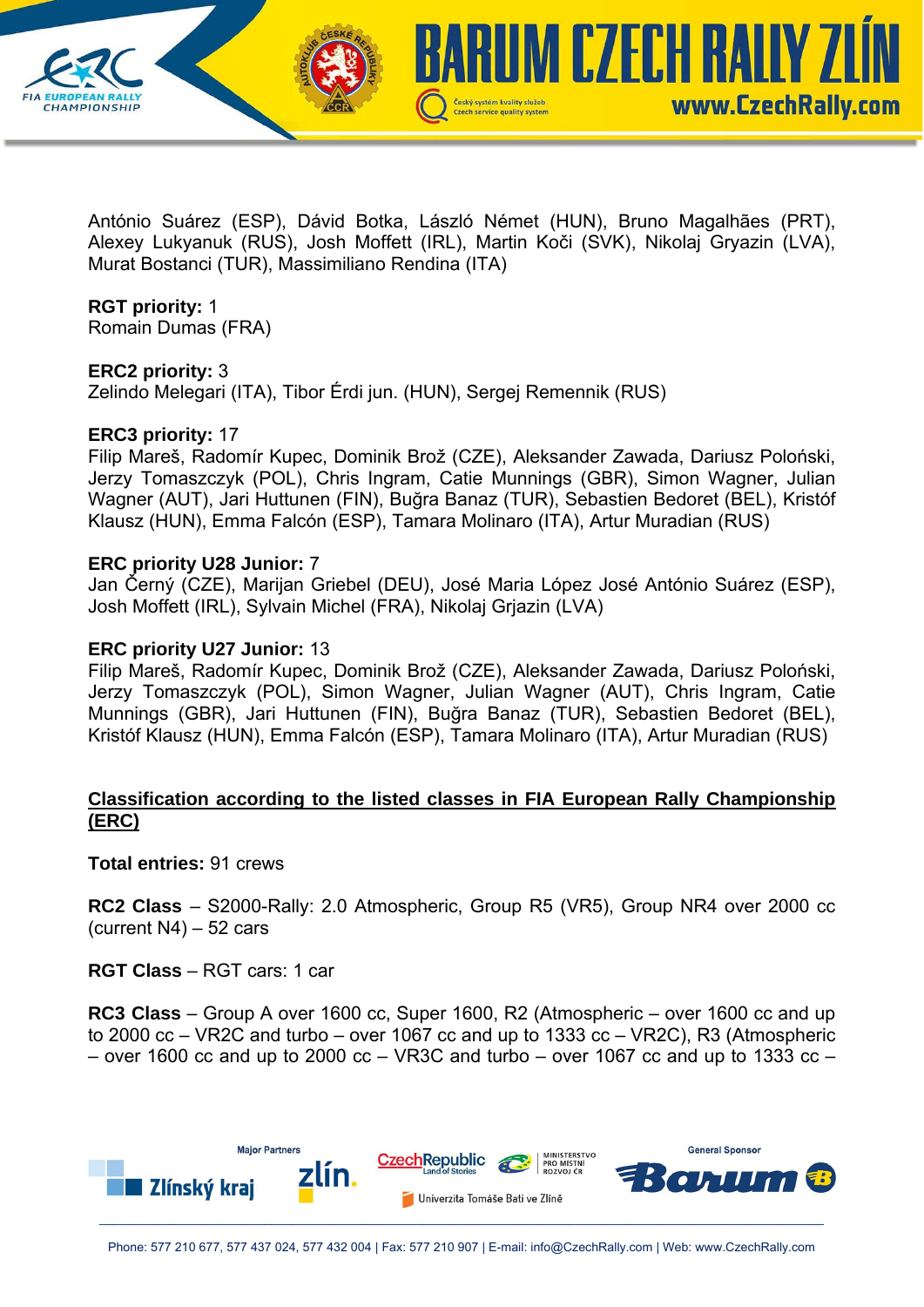António Suárez (ESP), Dávid Botka, László Német (HUN), Bruno Magalhães (PRT), Alexey Lukyanuk (RUS), Josh Moffett (IRL), Martin Koči (SVK), Nikolaj Gryazin (LVA), Murat Bostanci (TUR), Massimiliano Rendina (ITA)

**RGT priority:** 1
Romain Dumas (FRA)

**ERC2 priority:** 3
Zelindo Melegari (ITA), Tibor Érdi jun. (HUN), Sergej Remennik (RUS)

**ERC3 priority:** 17
Filip Mareš, Radomír Kupec, Dominik Brož (CZE), Aleksander Zawada, Dariusz Poloński, Jerzy Tomaszczyk (POL), Chris Ingram, Catie Munnings (GBR), Simon Wagner, Julian Wagner (AUT), Jari Huttunen (FIN), Buğra Banaz (TUR), Sebastien Bedoret (BEL), Kristóf Klausz (HUN), Emma Falcón (ESP), Tamara Molinaro (ITA), Artur Muradian (RUS)

**ERC priority U28 Junior:** 7
Jan Černý (CZE), Marijan Griebel (DEU), José Maria López José António Suárez (ESP), Josh Moffett (IRL), Sylvain Michel (FRA), Nikolaj Grjazin (LVA)

**ERC priority U27 Junior:** 13
Filip Mareš, Radomír Kupec, Dominik Brož (CZE), Aleksander Zawada, Dariusz Poloński, Jerzy Tomaszczyk (POL), Simon Wagner, Julian Wagner (AUT), Chris Ingram, Catie Munnings (GBR), Jari Huttunen (FIN), Buğra Banaz (TUR), Sebastien Bedoret (BEL), Kristóf Klausz (HUN), Emma Falcón (ESP), Tamara Molinaro (ITA), Artur Muradian (RUS)

## Classification according to the listed classes in FIA European Rally Championship (ERC)

**Total entries:** 91 crews

**RC2 Class** – S2000-Rally: 2.0 Atmospheric, Group R5 (VR5), Group NR4 over 2000 cc (current N4) – 52 cars

**RGT Class** – RGT cars: 1 car

**RC3 Class** – Group A over 1600 cc, Super 1600, R2 (Atmospheric – over 1600 cc and up to 2000 cc – VR2C and turbo – over 1067 cc and up to 1333 cc – VR2C), R3 (Atmospheric – over 1600 cc and up to 2000 cc – VR3C and turbo – over 1067 cc and up to 1333 cc –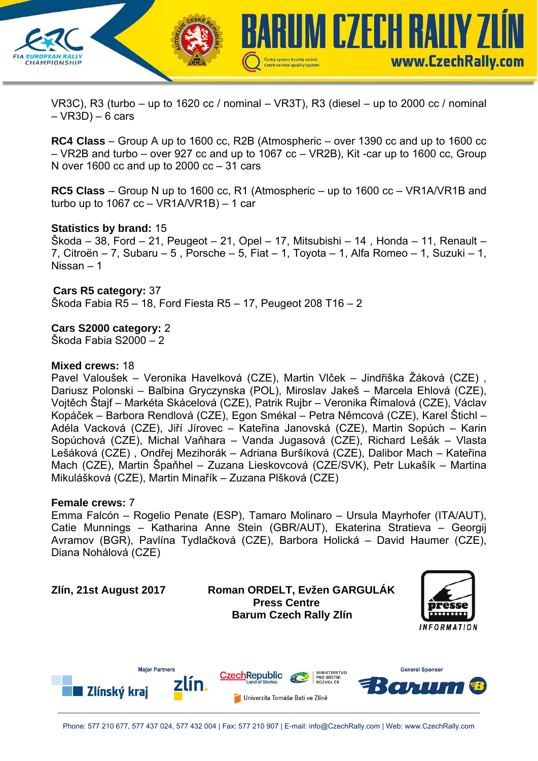VR3C), R3 (turbo – up to 1620 cc / nominal – VR3T), R3 (diesel – up to 2000 cc / nominal – VR3D) – 6 cars

**RC4 Class** – Group A up to 1600 cc, R2B (Atmospheric – over 1390 cc and up to 1600 cc – VR2B and turbo – over 927 cc and up to 1067 cc – VR2B), Kit -car up to 1600 cc, Group N over 1600 cc and up to 2000 cc – 31 cars

**RC5 Class** – Group N up to 1600 cc, R1 (Atmospheric – up to 1600 cc – VR1A/VR1B and turbo up to 1067 cc – VR1A/VR1B) – 1 car

**Statistics by brand:** 15
Škoda – 38, Ford – 21, Peugeot – 21, Opel – 17, Mitsubishi – 14 , Honda – 11, Renault – 7, Citroën – 7, Subaru – 5 , Porsche – 5, Fiat – 1, Toyota – 1, Alfa Romeo – 1, Suzuki – 1, Nissan – 1

**Cars R5 category:** 37
Škoda Fabia R5 – 18, Ford Fiesta R5 – 17, Peugeot 208 T16 – 2

**Cars S2000 category:** 2
Škoda Fabia S2000 – 2

**Mixed crews:** 18
Pavel Valoušek – Veronika Havelková (CZE), Martin Vlček – Jindřiška Žáková (CZE) , Dariusz Polonski – Balbina Gryczynska (POL), Miroslav Jakeš – Marcela Ehlová (CZE), Vojtěch Štajf – Markéta Skácelová (CZE), Patrik Rujbr – Veronika Římalová (CZE), Václav Kopáček – Barbora Rendlová (CZE), Egon Smékal – Petra Němcová (CZE), Karel Štichl – Adéla Vacková (CZE), Jiří Jírovec – Kateřina Janovská (CZE), Martin Sopúch – Karin Sopúchová (CZE), Michal Vaňhara – Vanda Jugasová (CZE), Richard Lešák – Vlasta Lešáková (CZE) , Ondřej Mezihorák – Adriana Buršíková (CZE), Dalibor Mach – Kateřina Mach (CZE), Martin Špaňhel – Zuzana Lieskovcová (CZE/SVK), Petr Lukašík – Martina Mikulášková (CZE), Martin Minařík – Zuzana Plšková (CZE)

**Female crews:** 7
Emma Falcón – Rogelio Penate (ESP), Tamaro Molinaro – Ursula Mayrhofer (ITA/AUT), Catie Munnings – Katharina Anne Stein (GBR/AUT), Ekaterina Stratieva – Georgij Avramov (BGR), Pavlína Tydlačková (CZE), Barbora Holická – David Haumer (CZE), Diana Nohálová (CZE)

**Zlín, 21st August 2017**

**Roman ORDELT, Evžen GARGULÁK**
**Press Centre**
**Barum Czech Rally Zlín**

Phone: 577 210 677, 577 437 024, 577 432 004 | Fax: 577 210 907 | E-mail: info@CzechRally.com | Web: www.CzechRally.com